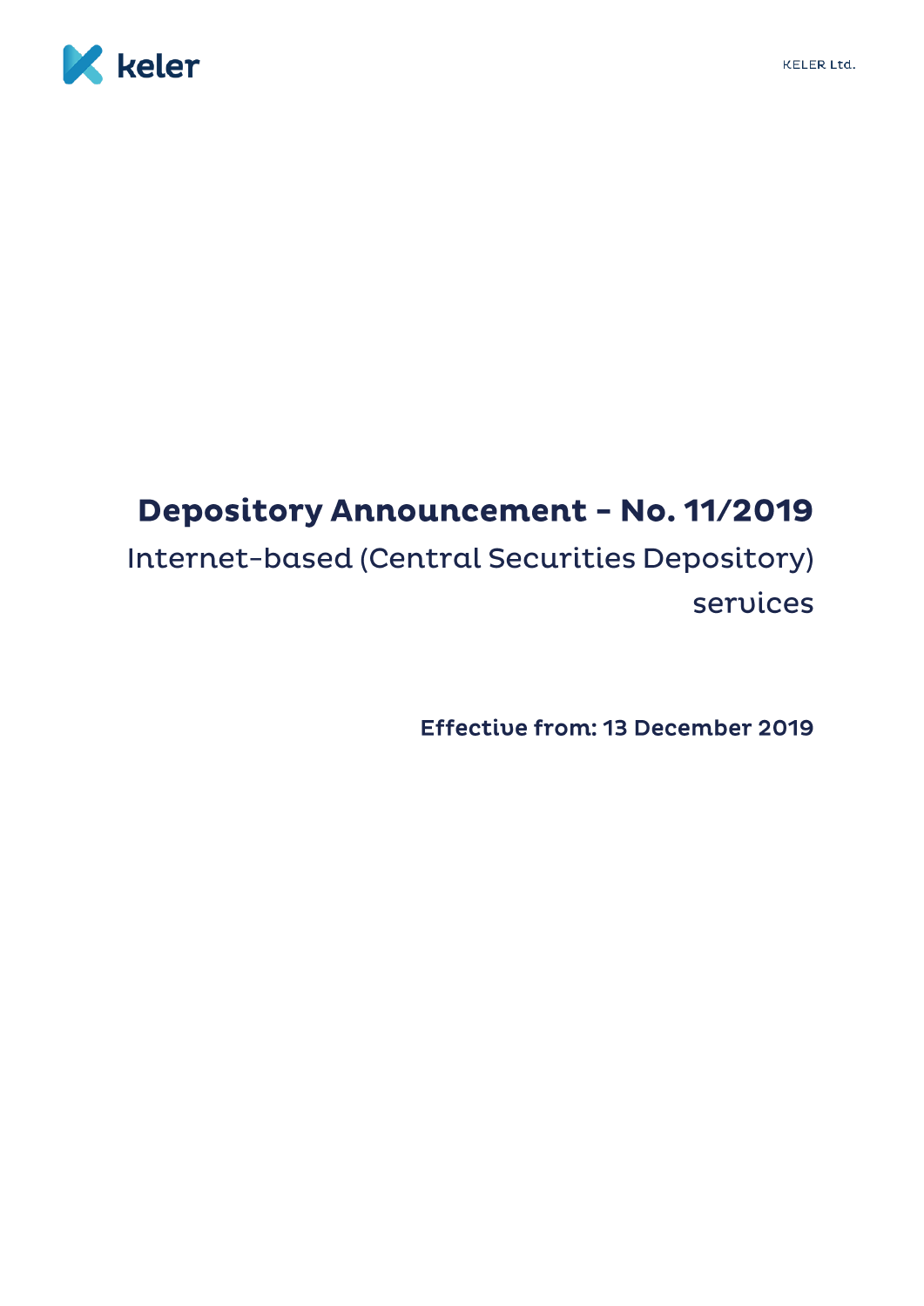# Depository Announcement – No. 11/2019

## Internet-based (Central Securities Depository) services

**Effective from: 13 December 2019**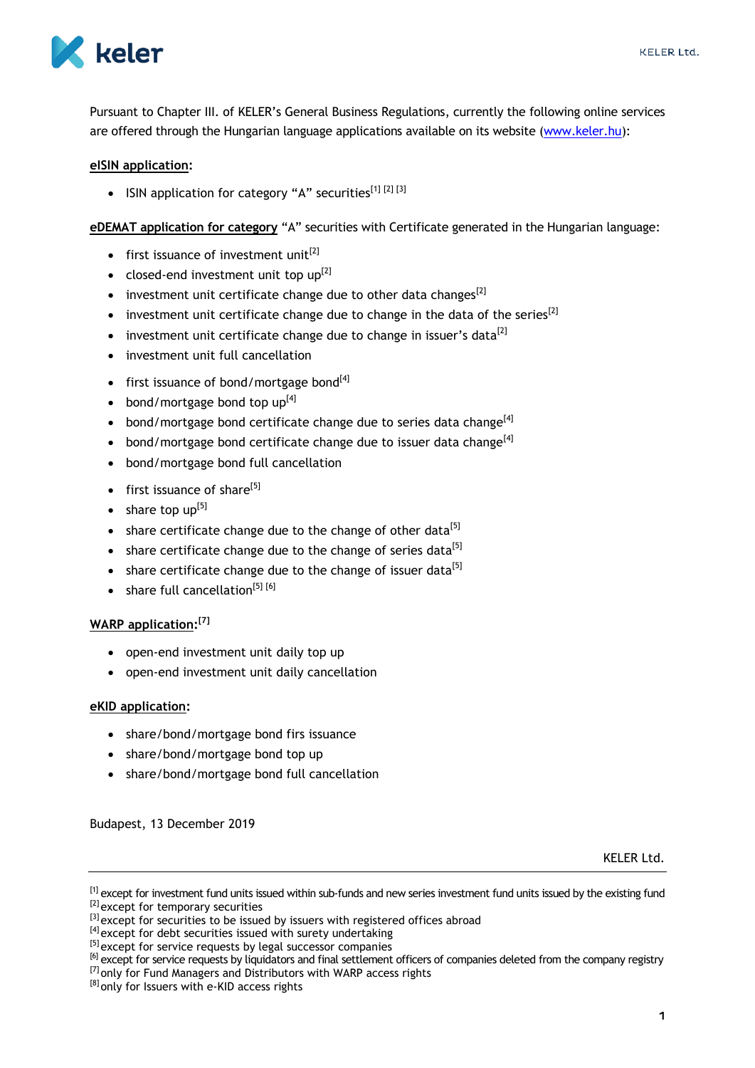Pursuant to Chapter III. of KELER's General Business Regulations, currently the following online services are offered through the Hungarian language applications available on its website (www.keler.hu):

**eISIN application**:

- ISIN application for category "A" securities[1] [2] [3]

**eDEMAT application for category** "A" securities with Certificate generated in the Hungarian language:

- first issuance of investment unit[2]
- closed-end investment unit top up[2]
- investment unit certificate change due to other data changes[2]
- investment unit certificate change due to change in the data of the series[2]
- investment unit certificate change due to change in issuer's data[2]
- investment unit full cancellation

- first issuance of bond/mortgage bond[4]
- bond/mortgage bond top up[4]
- bond/mortgage bond certificate change due to series data change[4]
- bond/mortgage bond certificate change due to issuer data change[4]
- bond/mortgage bond full cancellation

- first issuance of share[5]
- share top up[5]
- share certificate change due to the change of other data[5]
- share certificate change due to the change of series data[5]
- share certificate change due to the change of issuer data[5]
- share full cancellation[5] [6]

**WARP application:**[7]

- open-end investment unit daily top up
- open-end investment unit daily cancellation

**eKID application**:

- share/bond/mortgage bond firs issuance
- share/bond/mortgage bond top up
- share/bond/mortgage bond full cancellation

Budapest, 13 December 2019

KELER Ltd.

---

[1] except for investment fund units issued within sub-funds and new series investment fund units issued by the existing fund
[2] except for temporary securities
[3] except for securities to be issued by issuers with registered offices abroad
[4] except for debt securities issued with surety undertaking
[5] except for service requests by legal successor companies
[6] except for service requests by liquidators and final settlement officers of companies deleted from the company registry
[7] only for Fund Managers and Distributors with WARP access rights
[8] only for Issuers with e-KID access rights